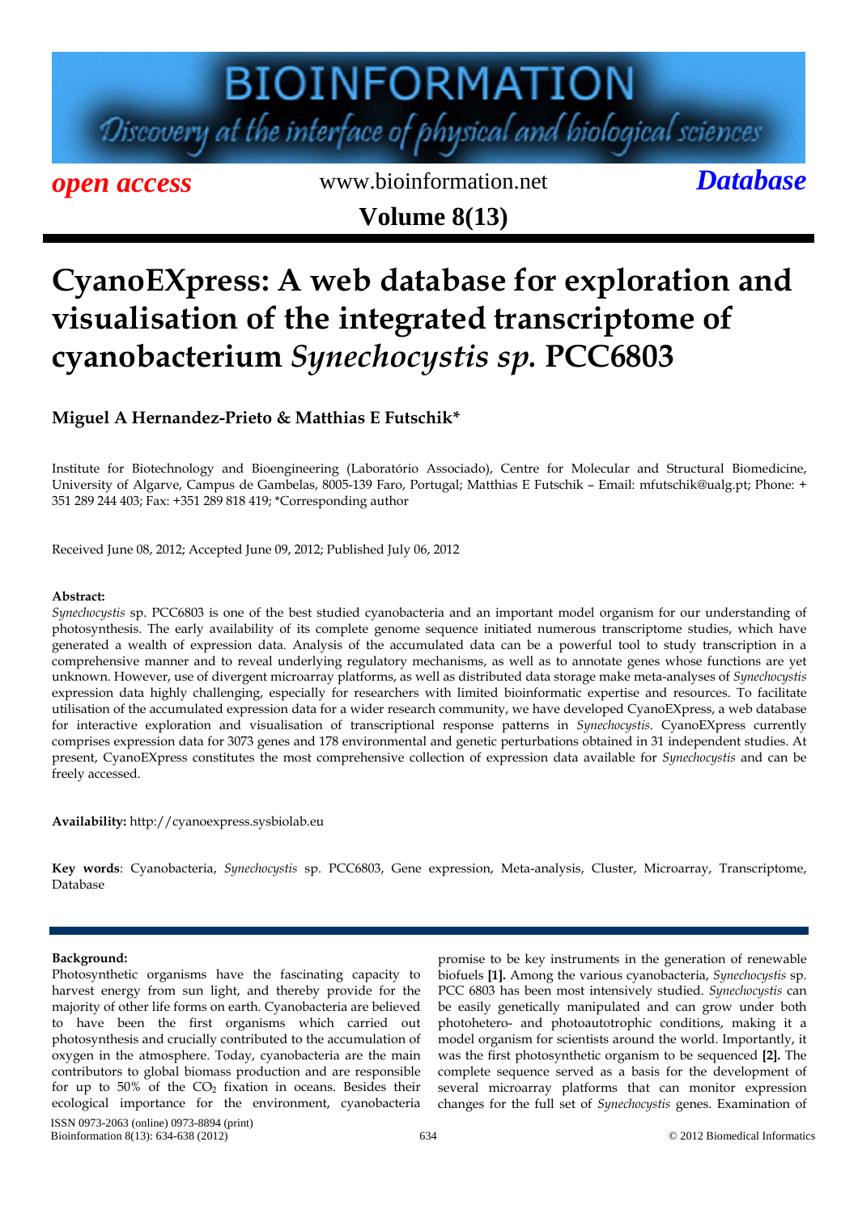# CyanoEXpress: A web database for exploration and visualisation of the integrated transcriptome of cyanobacterium *Synechocystis sp.* PCC6803

**Miguel A Hernandez-Prieto & Matthias E Futschik***

Institute for Biotechnology and Bioengineering (Laboratório Associado), Centre for Molecular and Structural Biomedicine, University of Algarve, Campus de Gambelas, 8005-139 Faro, Portugal; Matthias E Futschik – Email: mfutschik@ualg.pt; Phone: + 351 289 244 403; Fax: +351 289 818 419; *Corresponding author

Received June 08, 2012; Accepted June 09, 2012; Published July 06, 2012

**Abstract:**

*Synechocystis* sp. PCC6803 is one of the best studied cyanobacteria and an important model organism for our understanding of photosynthesis. The early availability of its complete genome sequence initiated numerous transcriptome studies, which have generated a wealth of expression data. Analysis of the accumulated data can be a powerful tool to study transcription in a comprehensive manner and to reveal underlying regulatory mechanisms, as well as to annotate genes whose functions are yet unknown. However, use of divergent microarray platforms, as well as distributed data storage make meta-analyses of *Synechocystis* expression data highly challenging, especially for researchers with limited bioinformatic expertise and resources. To facilitate utilisation of the accumulated expression data for a wider research community, we have developed CyanoEXpress, a web database for interactive exploration and visualisation of transcriptional response patterns in *Synechocystis*. CyanoEXpress currently comprises expression data for 3073 genes and 178 environmental and genetic perturbations obtained in 31 independent studies. At present, CyanoEXpress constitutes the most comprehensive collection of expression data available for *Synechocystis* and can be freely accessed.

**Availability:** http://cyanoexpress.sysbiolab.eu

**Key words**: Cyanobacteria, *Synechocystis* sp. PCC6803, Gene expression, Meta-analysis, Cluster, Microarray, Transcriptome, Database

**Background:**

Photosynthetic organisms have the fascinating capacity to harvest energy from sun light, and thereby provide for the majority of other life forms on earth. Cyanobacteria are believed to have been the first organisms which carried out photosynthesis and crucially contributed to the accumulation of oxygen in the atmosphere. Today, cyanobacteria are the main contributors to global biomass production and are responsible for up to 50% of the $CO_2$ fixation in oceans. Besides their ecological importance for the environment, cyanobacteria promise to be key instruments in the generation of renewable biofuels **[1]**. Among the various cyanobacteria, *Synechocystis* sp. PCC 6803 has been most intensively studied. *Synechocystis* can be easily genetically manipulated and can grow under both photohetero- and photoautotrophic conditions, making it a model organism for scientists around the world. Importantly, it was the first photosynthetic organism to be sequenced **[2]**. The complete sequence served as a basis for the development of several microarray platforms that can monitor expression changes for the full set of *Synechocystis* genes. Examination of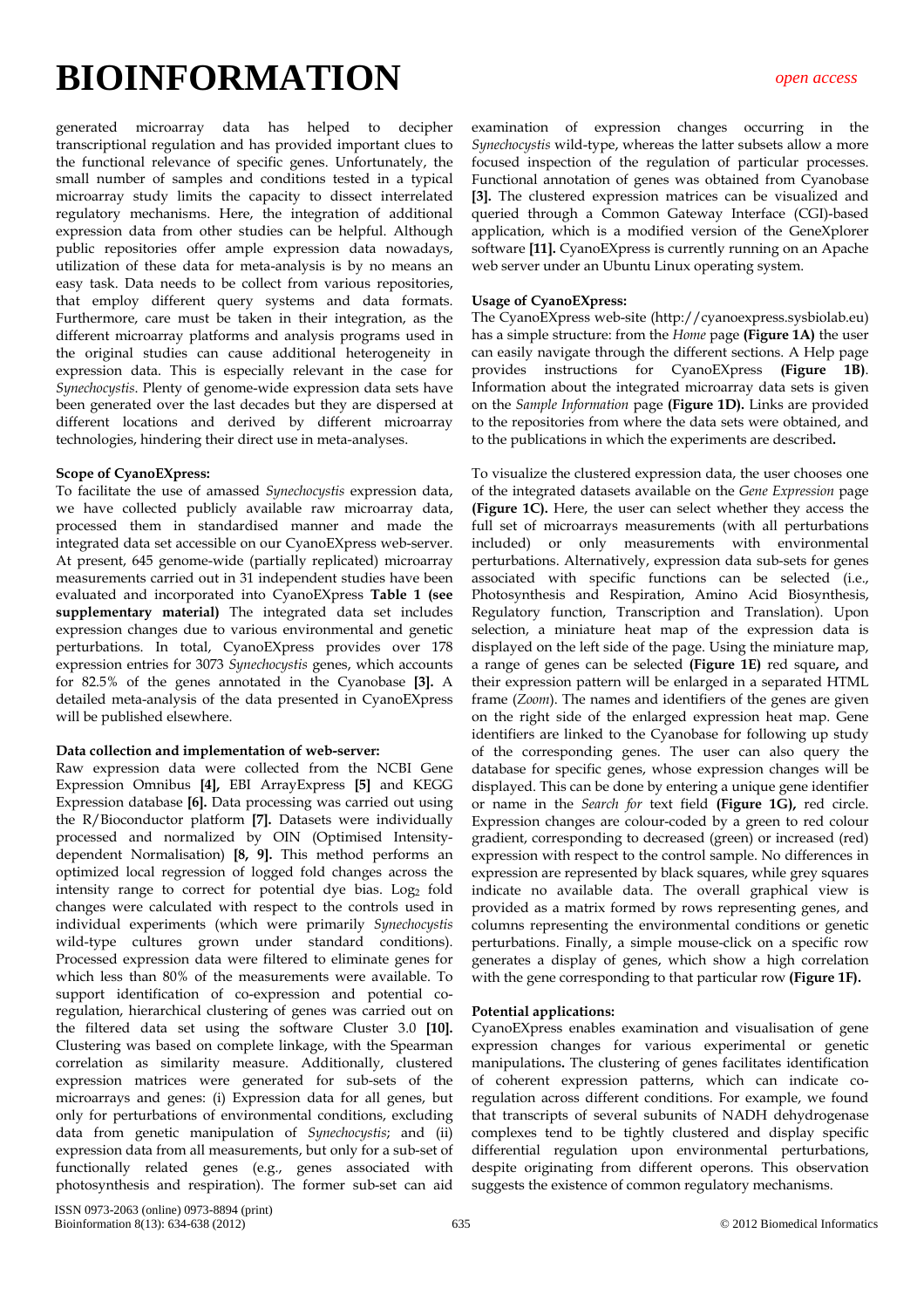generated microarray data has helped to decipher transcriptional regulation and has provided important clues to the functional relevance of specific genes. Unfortunately, the small number of samples and conditions tested in a typical microarray study limits the capacity to dissect interrelated regulatory mechanisms. Here, the integration of additional expression data from other studies can be helpful. Although public repositories offer ample expression data nowadays, utilization of these data for meta-analysis is by no means an easy task. Data needs to be collect from various repositories, that employ different query systems and data formats. Furthermore, care must be taken in their integration, as the different microarray platforms and analysis programs used in the original studies can cause additional heterogeneity in expression data. This is especially relevant in the case for *Synechocystis*. Plenty of genome-wide expression data sets have been generated over the last decades but they are dispersed at different locations and derived by different microarray technologies, hindering their direct use in meta-analyses.

**Scope of CyanoEXpress:**

To facilitate the use of amassed *Synechocystis* expression data, we have collected publicly available raw microarray data, processed them in standardised manner and made the integrated data set accessible on our CyanoEXpress web-server. At present, 645 genome-wide (partially replicated) microarray measurements carried out in 31 independent studies have been evaluated and incorporated into CyanoEXpress **Table 1 (see supplementary material)** The integrated data set includes expression changes due to various environmental and genetic perturbations. In total, CyanoEXpress provides over 178 expression entries for 3073 *Synechocystis* genes, which accounts for 82.5% of the genes annotated in the Cyanobase **[3].** A detailed meta-analysis of the data presented in CyanoEXpress will be published elsewhere.

**Data collection and implementation of web-server:**

Raw expression data were collected from the NCBI Gene Expression Omnibus **[4],** EBI ArrayExpress **[5]** and KEGG Expression database **[6].** Data processing was carried out using the R/Bioconductor platform **[7].** Datasets were individually processed and normalized by OIN (Optimised Intensity-dependent Normalisation) **[8, 9].** This method performs an optimized local regression of logged fold changes across the intensity range to correct for potential dye bias. $Log_2$ fold changes were calculated with respect to the controls used in individual experiments (which were primarily *Synechocystis* wild-type cultures grown under standard conditions). Processed expression data were filtered to eliminate genes for which less than 80% of the measurements were available. To support identification of co-expression and potential co-regulation, hierarchical clustering of genes was carried out on the filtered data set using the software Cluster 3.0 **[10].** Clustering was based on complete linkage, with the Spearman correlation as similarity measure. Additionally, clustered expression matrices were generated for sub-sets of the microarrays and genes: (i) Expression data for all genes, but only for perturbations of environmental conditions, excluding data from genetic manipulation of *Synechocystis*; and (ii) expression data from all measurements, but only for a sub-set of functionally related genes (e.g., genes associated with photosynthesis and respiration). The former sub-set can aid examination of expression changes occurring in the *Synechocystis* wild-type, whereas the latter subsets allow a more focused inspection of the regulation of particular processes. Functional annotation of genes was obtained from Cyanobase **[3].** The clustered expression matrices can be visualized and queried through a Common Gateway Interface (CGI)-based application, which is a modified version of the GeneXplorer software **[11].** CyanoEXpress is currently running on an Apache web server under an Ubuntu Linux operating system.

**Usage of CyanoEXpress:**

The CyanoEXpress web-site (http://cyanoexpress.sysbiolab.eu) has a simple structure: from the *Home* page **(Figure 1A)** the user can easily navigate through the different sections. A Help page provides instructions for CyanoEXpress **(Figure 1B)**. Information about the integrated microarray data sets is given on the *Sample Information* page **(Figure 1D).** Links are provided to the repositories from where the data sets were obtained, and to the publications in which the experiments are described**.**

To visualize the clustered expression data, the user chooses one of the integrated datasets available on the *Gene Expression* page **(Figure 1C).** Here, the user can select whether they access the full set of microarrays measurements (with all perturbations included) or only measurements with environmental perturbations. Alternatively, expression data sub-sets for genes associated with specific functions can be selected (i.e., Photosynthesis and Respiration, Amino Acid Biosynthesis, Regulatory function, Transcription and Translation). Upon selection, a miniature heat map of the expression data is displayed on the left side of the page. Using the miniature map, a range of genes can be selected **(Figure 1E)** red square**,** and their expression pattern will be enlarged in a separated HTML frame (*Zoom*). The names and identifiers of the genes are given on the right side of the enlarged expression heat map. Gene identifiers are linked to the Cyanobase for following up study of the corresponding genes. The user can also query the database for specific genes, whose expression changes will be displayed. This can be done by entering a unique gene identifier or name in the *Search for* text field **(Figure 1G),** red circle. Expression changes are colour-coded by a green to red colour gradient, corresponding to decreased (green) or increased (red) expression with respect to the control sample. No differences in expression are represented by black squares, while grey squares indicate no available data. The overall graphical view is provided as a matrix formed by rows representing genes, and columns representing the environmental conditions or genetic perturbations. Finally, a simple mouse-click on a specific row generates a display of genes, which show a high correlation with the gene corresponding to that particular row **(Figure 1F).**

**Potential applications:**

CyanoEXpress enables examination and visualisation of gene expression changes for various experimental or genetic manipulations**.** The clustering of genes facilitates identification of coherent expression patterns, which can indicate co-regulation across different conditions. For example, we found that transcripts of several subunits of NADH dehydrogenase complexes tend to be tightly clustered and display specific differential regulation upon environmental perturbations, despite originating from different operons. This observation suggests the existence of common regulatory mechanisms.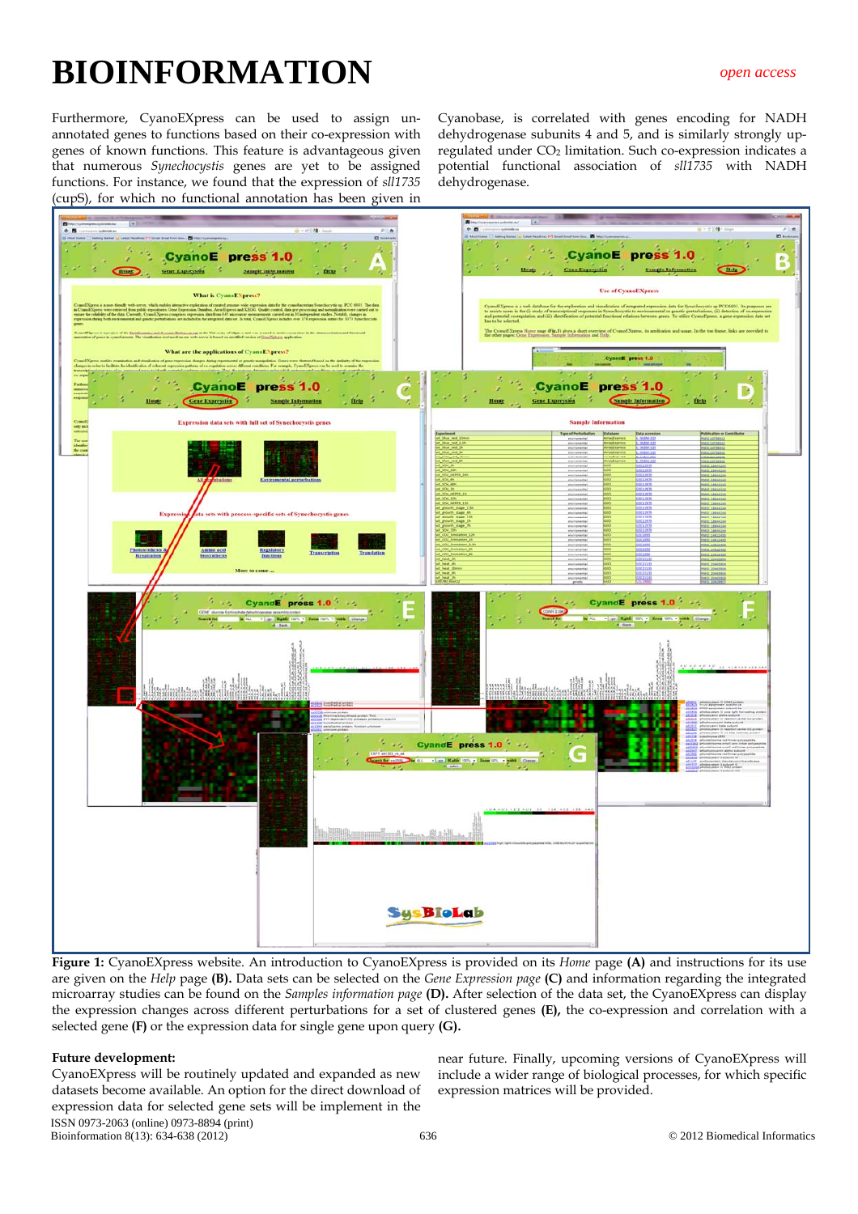Furthermore, CyanoEXpress can be used to assign unannotated genes to functions based on their co-expression with genes of known functions. This feature is advantageous given that numerous *Synechocystis* genes are yet to be assigned functions. For instance, we found that the expression of *sll1735* (cupS), for which no functional annotation has been given in Cyanobase, is correlated with genes encoding for NADH dehydrogenase subunits 4 and 5, and is similarly strongly up-regulated under $CO_2$ limitation. Such co-expression indicates a potential functional association of *sll1735* with NADH dehydrogenase.

**Figure 1:** CyanoEXpress website. An introduction to CyanoEXpress is provided on its *Home* page **(A)** and instructions for its use are given on the *Help* page **(B).** Data sets can be selected on the *Gene Expression page* **(C)** and information regarding the integrated microarray studies can be found on the *Samples information page* **(D).** After selection of the data set, the CyanoEXpress can display the expression changes across different perturbations for a set of clustered genes **(E),** the co-expression and correlation with a selected gene **(F)** or the expression data for single gene upon query **(G).**

**Future development:**

CyanoEXpress will be routinely updated and expanded as new datasets become available. An option for the direct download of expression data for selected gene sets will be implement in the near future. Finally, upcoming versions of CyanoEXpress will include a wider range of biological processes, for which specific expression matrices will be provided.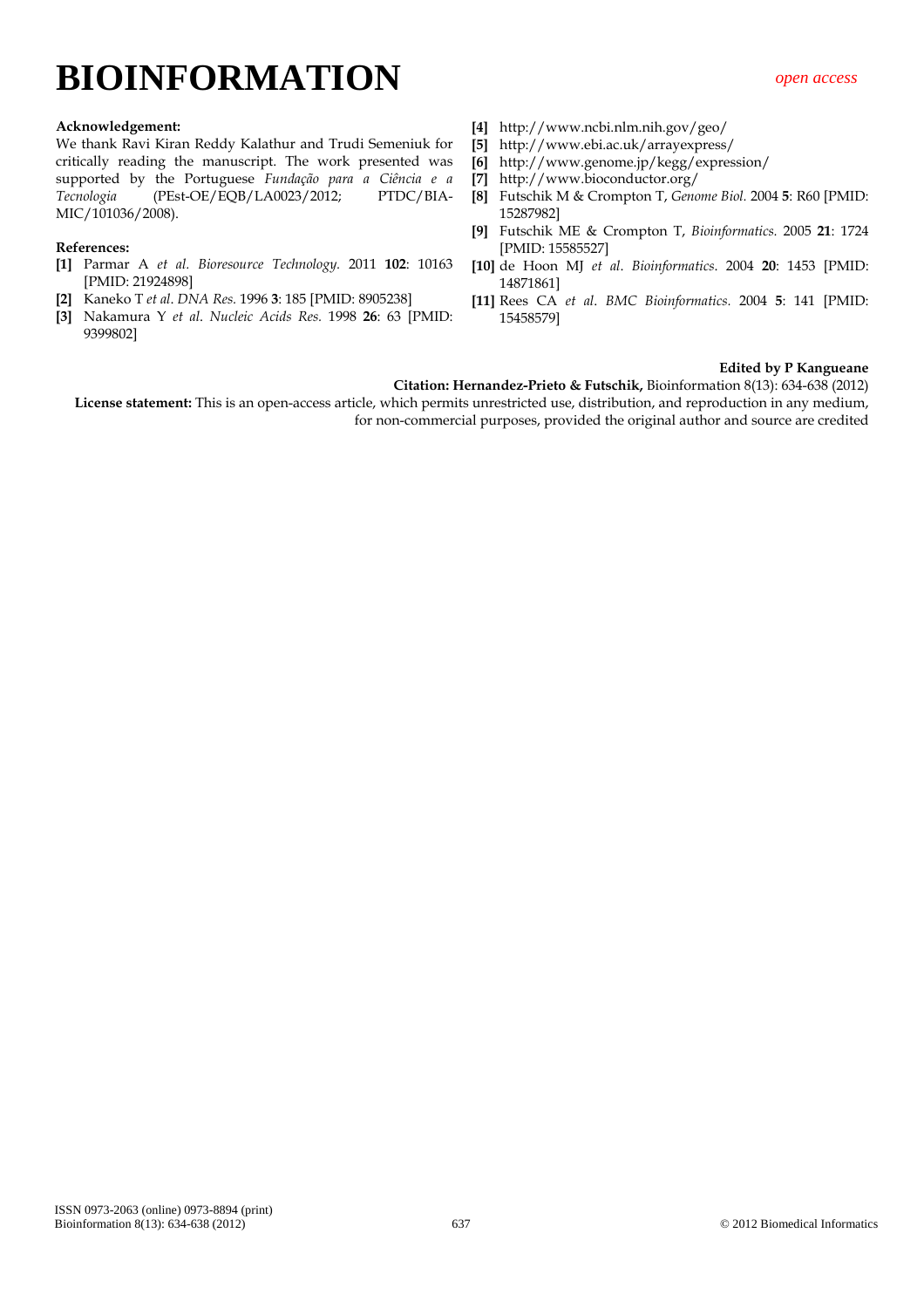**Acknowledgement:**

We thank Ravi Kiran Reddy Kalathur and Trudi Semeniuk for critically reading the manuscript. The work presented was supported by the Portuguese *Fundação para a Ciência e a Tecnologia* (PEst-OE/EQB/LA0023/2012; PTDC/BIA-MIC/101036/2008).

**References:**

**[1]** Parmar A *et al. Bioresource Technology.* 2011 **102**: 10163 [PMID: 21924898]

**[2]** Kaneko T *et al. DNA Res.* 1996 **3**: 185 [PMID: 8905238]

**[3]** Nakamura Y *et al. Nucleic Acids Res.* 1998 **26**: 63 [PMID: 9399802]

**[4]** http://www.ncbi.nlm.nih.gov/geo/

**[5]** http://www.ebi.ac.uk/arrayexpress/

**[6]** http://www.genome.jp/kegg/expression/

**[7]** http://www.bioconductor.org/

**[8]** Futschik M & Crompton T, *Genome Biol.* 2004 **5**: R60 [PMID: 15287982]

**[9]** Futschik ME & Crompton T, *Bioinformatics.* 2005 **21**: 1724 [PMID: 15585527]

**[10]** de Hoon MJ *et al. Bioinformatics*. 2004 **20**: 1453 [PMID: 14871861]

**[11]** Rees CA *et al. BMC Bioinformatics.* 2004 **5**: 141 [PMID: 15458579]

**Edited by P Kangueane**

**Citation: Hernandez-Prieto & Futschik,** Bioinformation 8(13): 634-638 (2012)

**License statement:** This is an open-access article, which permits unrestricted use, distribution, and reproduction in any medium, for non-commercial purposes, provided the original author and source are credited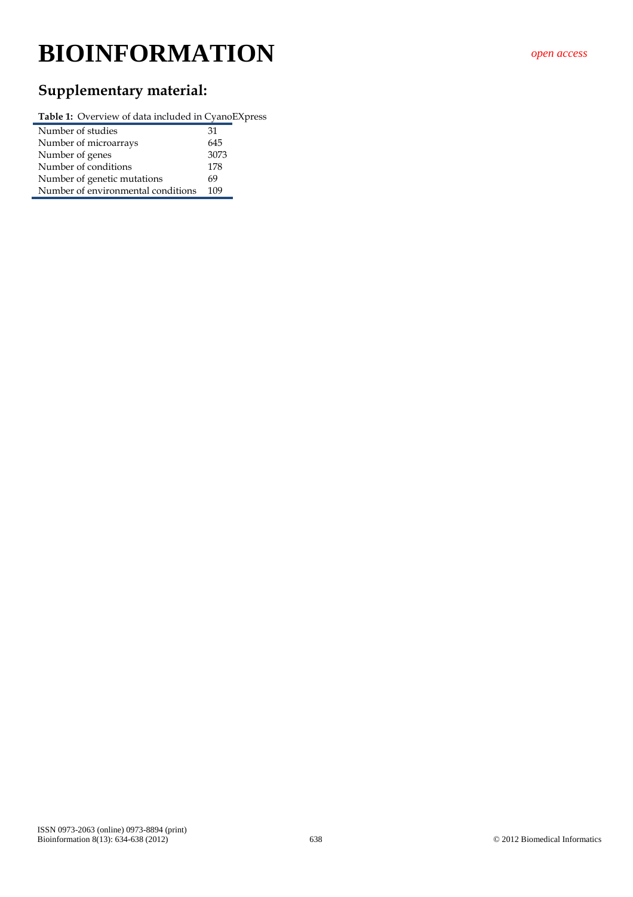## Supplementary material:

**Table 1:** Overview of data included in CyanoEXpress

| | |
|---|---|
| Number of studies | 31 |
| Number of microarrays | 645 |
| Number of genes | 3073 |
| Number of conditions | 178 |
| Number of genetic mutations | 69 |
| Number of environmental conditions | 109 |